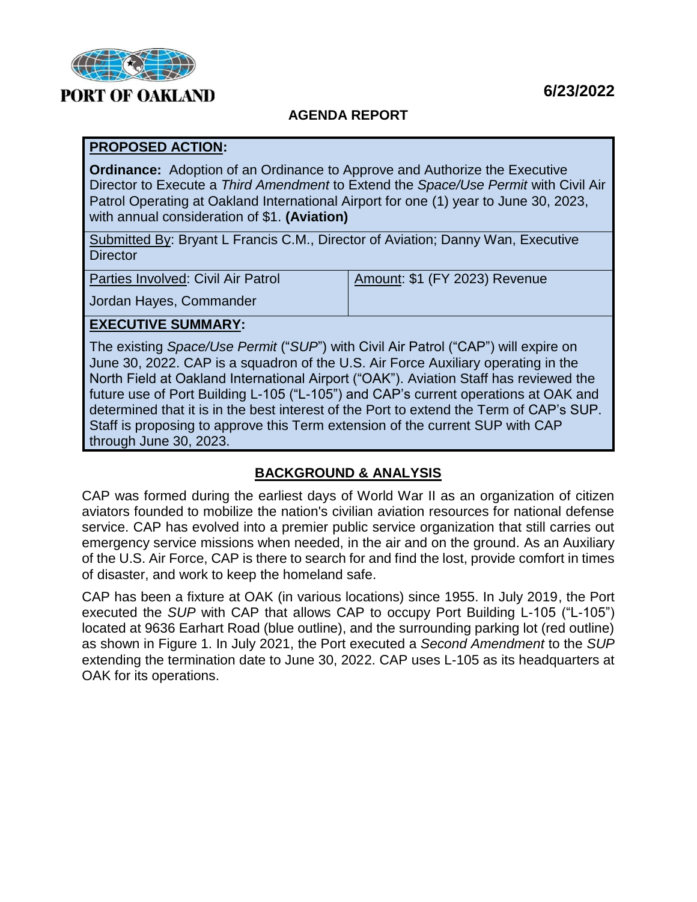PORT OF OAKLAND

**6/23/2022**

## AGENDA REPORT

**PROPOSED ACTION:**

**Ordinance:** Adoption of an Ordinance to Approve and Authorize the Executive Director to Execute a *Third Amendment* to Extend the *Space/Use Permit* with Civil Air Patrol Operating at Oakland International Airport for one (1) year to June 30, 2023, with annual consideration of $1. **(Aviation)**

Submitted By: Bryant L Francis C.M., Director of Aviation; Danny Wan, Executive Director

| Parties Involved: Civil Air Patrol<br>Jordan Hayes, Commander | Amount: $1 (FY 2023) Revenue |
| --- | --- |

**EXECUTIVE SUMMARY:**

The existing *Space/Use Permit* ("*SUP*") with Civil Air Patrol ("CAP") will expire on June 30, 2022. CAP is a squadron of the U.S. Air Force Auxiliary operating in the North Field at Oakland International Airport ("OAK"). Aviation Staff has reviewed the future use of Port Building L-105 ("L-105") and CAP's current operations at OAK and determined that it is in the best interest of the Port to extend the Term of CAP's SUP. Staff is proposing to approve this Term extension of the current SUP with CAP through June 30, 2023.

## BACKGROUND & ANALYSIS

CAP was formed during the earliest days of World War II as an organization of citizen aviators founded to mobilize the nation's civilian aviation resources for national defense service. CAP has evolved into a premier public service organization that still carries out emergency service missions when needed, in the air and on the ground. As an Auxiliary of the U.S. Air Force, CAP is there to search for and find the lost, provide comfort in times of disaster, and work to keep the homeland safe.

CAP has been a fixture at OAK (in various locations) since 1955. In July 2019, the Port executed the *SUP* with CAP that allows CAP to occupy Port Building L-105 ("L-105") located at 9636 Earhart Road (blue outline), and the surrounding parking lot (red outline) as shown in Figure 1. In July 2021, the Port executed a *Second Amendment* to the *SUP* extending the termination date to June 30, 2022. CAP uses L-105 as its headquarters at OAK for its operations.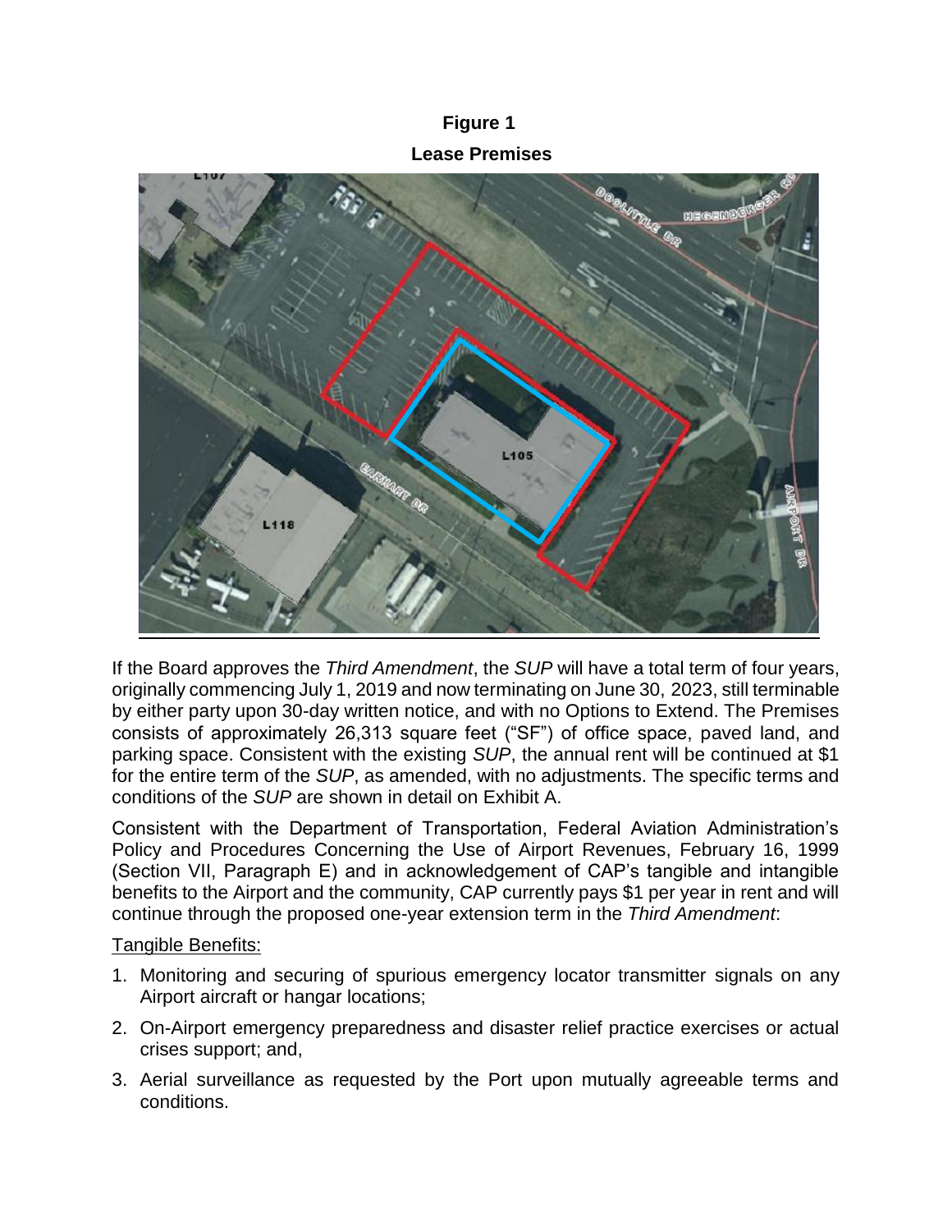**Figure 1**

**Lease Premises**

If the Board approves the *Third Amendment*, the *SUP* will have a total term of four years, originally commencing July 1, 2019 and now terminating on June 30, 2023, still terminable by either party upon 30-day written notice, and with no Options to Extend. The Premises consists of approximately 26,313 square feet ("SF") of office space, paved land, and parking space. Consistent with the existing *SUP*, the annual rent will be continued at $1 for the entire term of the *SUP*, as amended, with no adjustments. The specific terms and conditions of the *SUP* are shown in detail on Exhibit A.

Consistent with the Department of Transportation, Federal Aviation Administration's Policy and Procedures Concerning the Use of Airport Revenues, February 16, 1999 (Section VII, Paragraph E) and in acknowledgement of CAP's tangible and intangible benefits to the Airport and the community, CAP currently pays $1 per year in rent and will continue through the proposed one-year extension term in the *Third Amendment*:

<u>Tangible Benefits:</u>

1. Monitoring and securing of spurious emergency locator transmitter signals on any Airport aircraft or hangar locations;
2. On-Airport emergency preparedness and disaster relief practice exercises or actual crises support; and,
3. Aerial surveillance as requested by the Port upon mutually agreeable terms and conditions.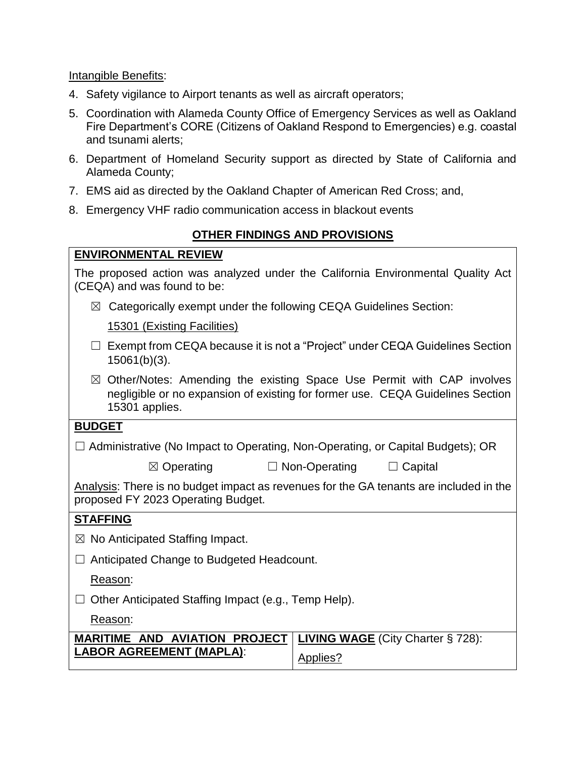Intangible Benefits:

4. Safety vigilance to Airport tenants as well as aircraft operators;
5. Coordination with Alameda County Office of Emergency Services as well as Oakland Fire Department's CORE (Citizens of Oakland Respond to Emergencies) e.g. coastal and tsunami alerts;
6. Department of Homeland Security support as directed by State of California and Alameda County;
7. EMS aid as directed by the Oakland Chapter of American Red Cross; and,
8. Emergency VHF radio communication access in blackout events

## OTHER FINDINGS AND PROVISIONS

**ENVIRONMENTAL REVIEW**

The proposed action was analyzed under the California Environmental Quality Act (CEQA) and was found to be:

- ☒ Categorically exempt under the following CEQA Guidelines Section:
  15301 (Existing Facilities)
- ☐ Exempt from CEQA because it is not a "Project" under CEQA Guidelines Section 15061(b)(3).
- ☒ Other/Notes: Amending the existing Space Use Permit with CAP involves negligible or no expansion of existing for former use. CEQA Guidelines Section 15301 applies.

**BUDGET**

☐ Administrative (No Impact to Operating, Non-Operating, or Capital Budgets); OR

☒ Operating ☐ Non-Operating ☐ Capital

Analysis: There is no budget impact as revenues for the GA tenants are included in the proposed FY 2023 Operating Budget.

**STAFFING**

☒ No Anticipated Staffing Impact.

☐ Anticipated Change to Budgeted Headcount.

Reason:

☐ Other Anticipated Staffing Impact (e.g., Temp Help).

Reason:

| **MARITIME AND AVIATION PROJECT LABOR AGREEMENT (MAPLA)**: | **LIVING WAGE** (City Charter § 728): Applies? |
| --- | --- |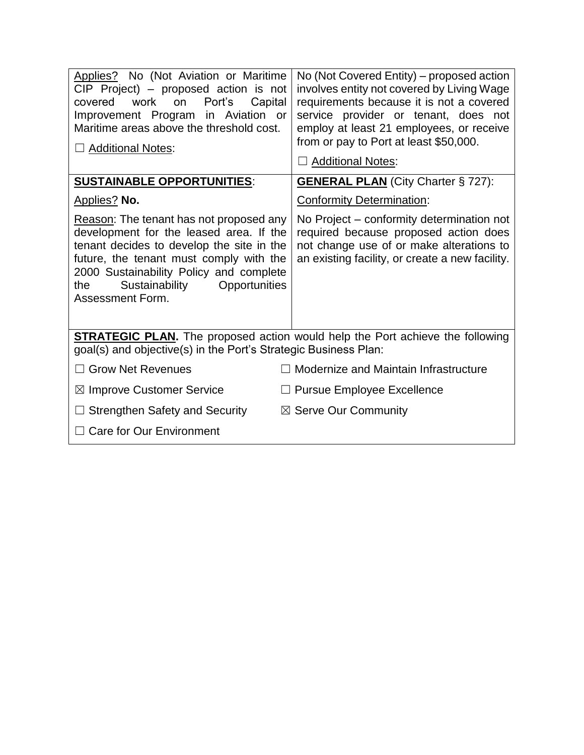| | |
|---|---|
| Applies? No (Not Aviation or Maritime CIP Project) – proposed action is not covered work on Port's Capital Improvement Program in Aviation or Maritime areas above the threshold cost.<br><br>☐ Additional Notes: | No (Not Covered Entity) – proposed action involves entity not covered by Living Wage requirements because it is not a covered service provider or tenant, does not employ at least 21 employees, or receive from or pay to Port at least $50,000.<br><br>☐ Additional Notes: |
| **SUSTAINABLE OPPORTUNITIES**:<br><br>Applies? **No.**<br><br>Reason: The tenant has not proposed any development for the leased area. If the tenant decides to develop the site in the future, the tenant must comply with the 2000 Sustainability Policy and complete the Sustainability Opportunities Assessment Form. | **GENERAL PLAN** (City Charter § 727):<br><br>Conformity Determination:<br><br>No Project – conformity determination not required because proposed action does not change use of or make alterations to an existing facility, or create a new facility. |

**STRATEGIC PLAN.** The proposed action would help the Port achieve the following goal(s) and objective(s) in the Port's Strategic Business Plan:

| | |
|---|---|
| ☐ Grow Net Revenues | ☐ Modernize and Maintain Infrastructure |
| ☒ Improve Customer Service | ☐ Pursue Employee Excellence |
| ☐ Strengthen Safety and Security | ☒ Serve Our Community |
| ☐ Care for Our Environment | |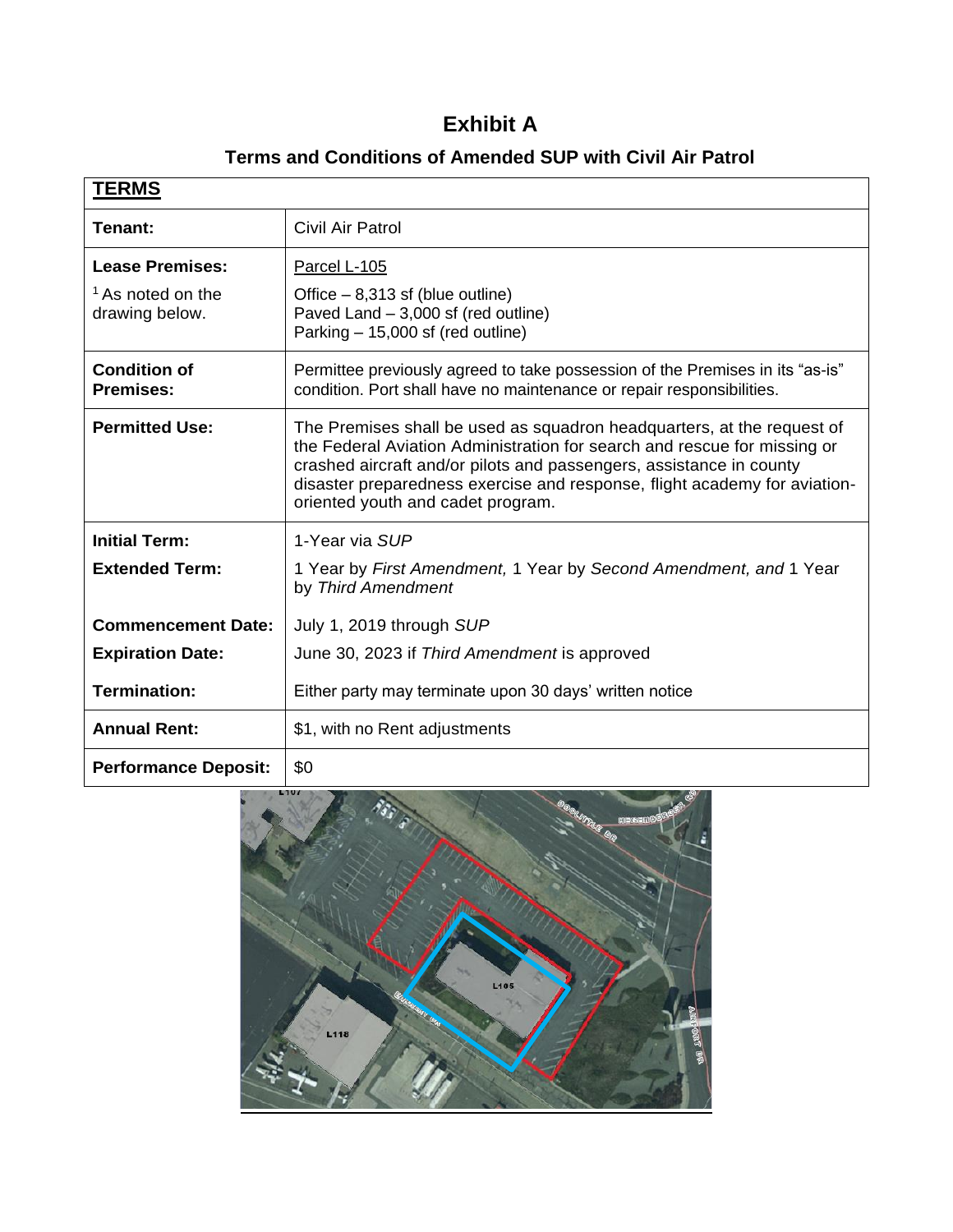# Exhibit A

## Terms and Conditions of Amended SUP with Civil Air Patrol

| **TERMS** | |
|---|---|
| **Tenant:** | Civil Air Patrol |
| **Lease Premises:**<br>[1] As noted on the drawing below. | Parcel L-105<br>Office – 8,313 sf (blue outline)<br>Paved Land – 3,000 sf (red outline)<br>Parking – 15,000 sf (red outline) |
| **Condition of Premises:** | Permittee previously agreed to take possession of the Premises in its "as-is" condition. Port shall have no maintenance or repair responsibilities. |
| **Permitted Use:** | The Premises shall be used as squadron headquarters, at the request of the Federal Aviation Administration for search and rescue for missing or crashed aircraft and/or pilots and passengers, assistance in county disaster preparedness exercise and response, flight academy for aviation-oriented youth and cadet program. |
| **Initial Term:** | 1-Year via *SUP* |
| **Extended Term:** | 1 Year by *First Amendment,* 1 Year by *Second Amendment, and* 1 Year by *Third Amendment* |
| **Commencement Date:** | July 1, 2019 through *SUP* |
| **Expiration Date:** | June 30, 2023 if *Third Amendment* is approved |
| **Termination:** | Either party may terminate upon 30 days' written notice |
| **Annual Rent:** | $1, with no Rent adjustments |
| **Performance Deposit:** | $0 |

L107
DOOLITTLE DR
HEGENBERGER RD
L105
L118
EARHART RD
AIRPORT DR